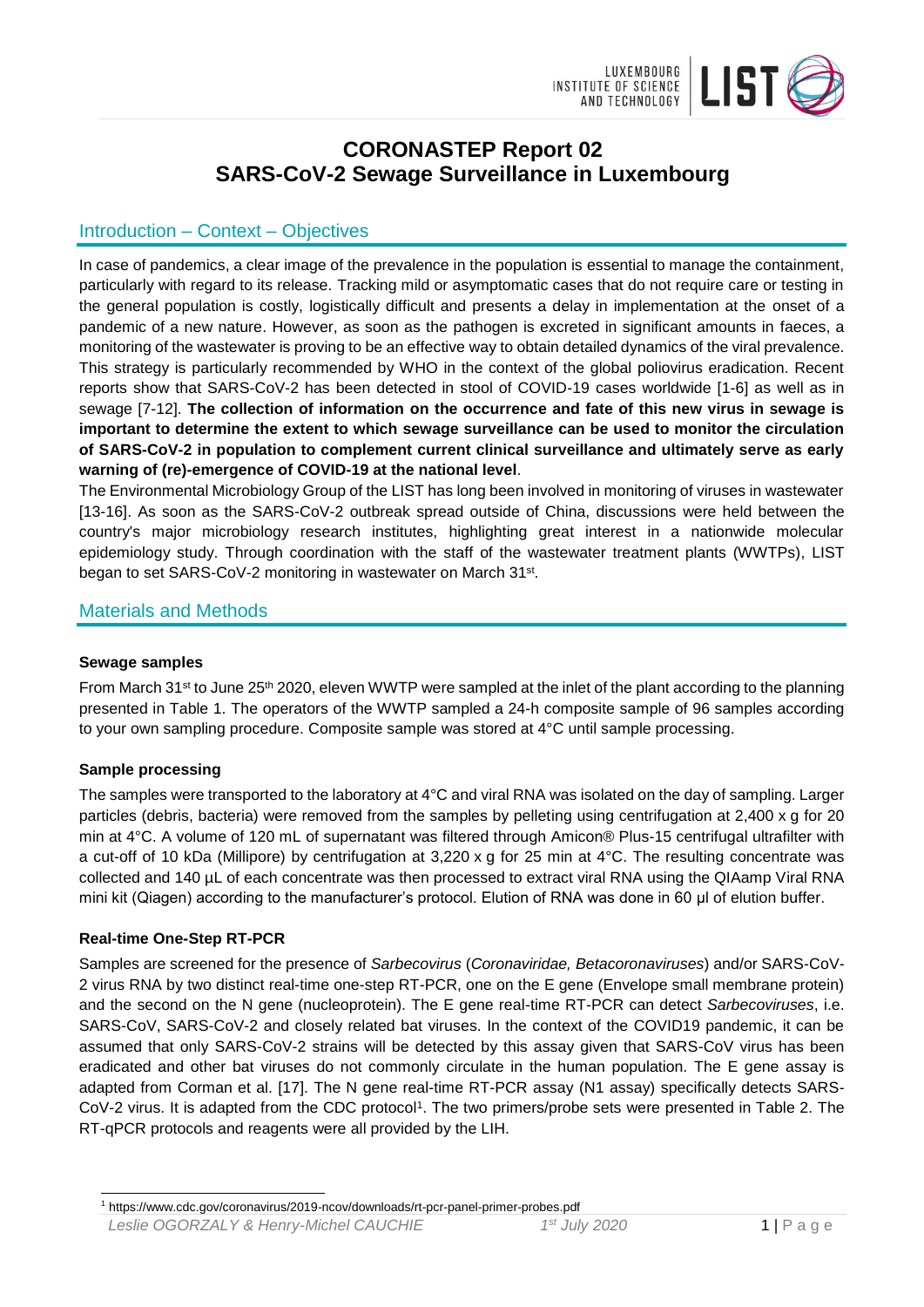# CORONASTEP Report 02
# SARS-CoV-2 Sewage Surveillance in Luxembourg

## Introduction – Context – Objectives

In case of pandemics, a clear image of the prevalence in the population is essential to manage the containment, particularly with regard to its release. Tracking mild or asymptomatic cases that do not require care or testing in the general population is costly, logistically difficult and presents a delay in implementation at the onset of a pandemic of a new nature. However, as soon as the pathogen is excreted in significant amounts in faeces, a monitoring of the wastewater is proving to be an effective way to obtain detailed dynamics of the viral prevalence. This strategy is particularly recommended by WHO in the context of the global poliovirus eradication. Recent reports show that SARS-CoV-2 has been detected in stool of COVID-19 cases worldwide [1-6] as well as in sewage [7-12]. **The collection of information on the occurrence and fate of this new virus in sewage is important to determine the extent to which sewage surveillance can be used to monitor the circulation of SARS-CoV-2 in population to complement current clinical surveillance and ultimately serve as early warning of (re)-emergence of COVID-19 at the national level**.

The Environmental Microbiology Group of the LIST has long been involved in monitoring of viruses in wastewater [13-16]. As soon as the SARS-CoV-2 outbreak spread outside of China, discussions were held between the country's major microbiology research institutes, highlighting great interest in a nationwide molecular epidemiology study. Through coordination with the staff of the wastewater treatment plants (WWTPs), LIST began to set SARS-CoV-2 monitoring in wastewater on March 31st.

## Materials and Methods

### Sewage samples

From March 31st to June 25th 2020, eleven WWTP were sampled at the inlet of the plant according to the planning presented in Table 1. The operators of the WWTP sampled a 24-h composite sample of 96 samples according to your own sampling procedure. Composite sample was stored at 4°C until sample processing.

### Sample processing

The samples were transported to the laboratory at 4°C and viral RNA was isolated on the day of sampling. Larger particles (debris, bacteria) were removed from the samples by pelleting using centrifugation at 2,400 x g for 20 min at 4°C. A volume of 120 mL of supernatant was filtered through Amicon® Plus-15 centrifugal ultrafilter with a cut-off of 10 kDa (Millipore) by centrifugation at 3,220 x g for 25 min at 4°C. The resulting concentrate was collected and 140 µL of each concentrate was then processed to extract viral RNA using the QIAamp Viral RNA mini kit (Qiagen) according to the manufacturer's protocol. Elution of RNA was done in 60 µl of elution buffer.

### Real-time One-Step RT-PCR

Samples are screened for the presence of *Sarbecovirus* (*Coronaviridae, Betacoronaviruses*) and/or SARS-CoV-2 virus RNA by two distinct real-time one-step RT-PCR, one on the E gene (Envelope small membrane protein) and the second on the N gene (nucleoprotein). The E gene real-time RT-PCR can detect *Sarbecoviruses*, i.e. SARS-CoV, SARS-CoV-2 and closely related bat viruses. In the context of the COVID19 pandemic, it can be assumed that only SARS-CoV-2 strains will be detected by this assay given that SARS-CoV virus has been eradicated and other bat viruses do not commonly circulate in the human population. The E gene assay is adapted from Corman et al. [17]. The N gene real-time RT-PCR assay (N1 assay) specifically detects SARS-CoV-2 virus. It is adapted from the CDC protocol[1]. The two primers/probe sets were presented in Table 2. The RT-qPCR protocols and reagents were all provided by the LIH.

[1] https://www.cdc.gov/coronavirus/2019-ncov/downloads/rt-pcr-panel-primer-probes.pdf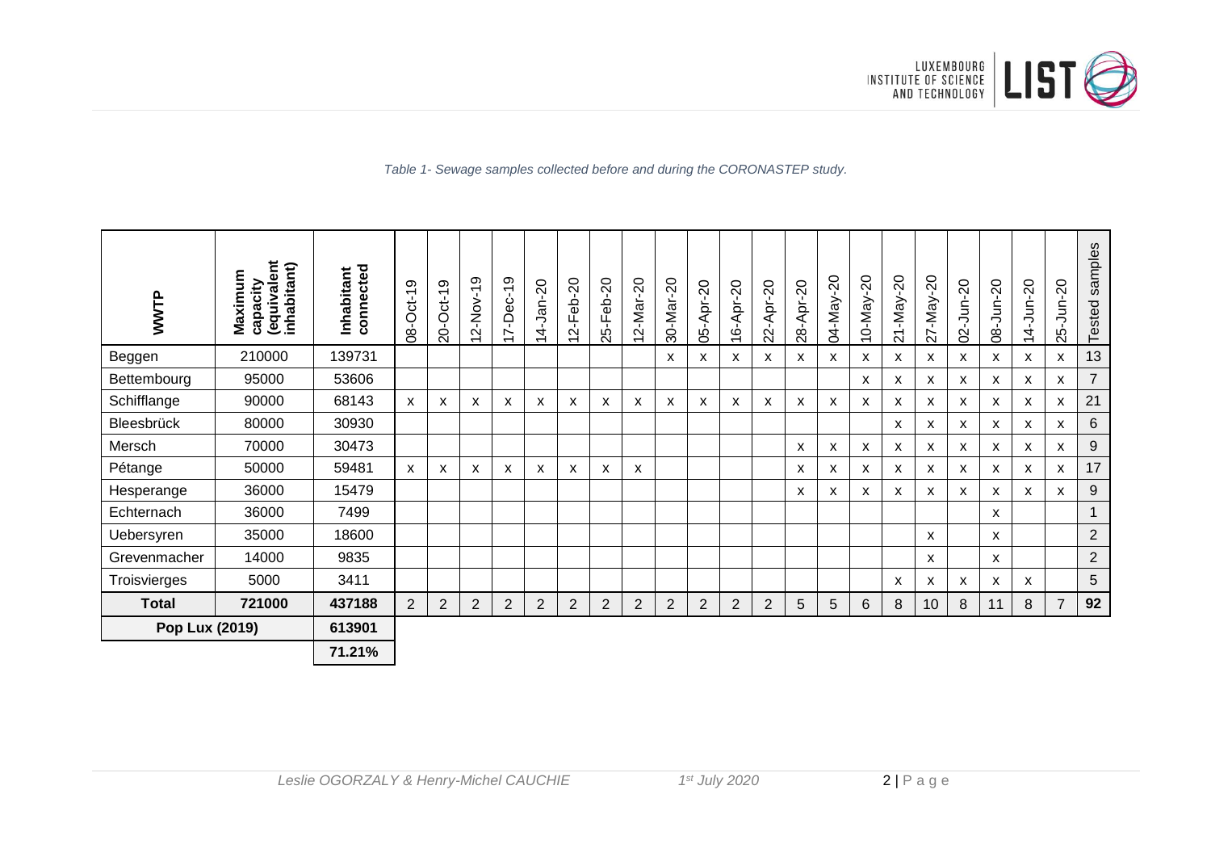*Table 1- Sewage samples collected before and during the CORONASTEP study.*

| WWTP | Maximum capacity (equivalent inhabitant) | Inhabitant connected | 08-Oct-19 | 20-Oct-19 | 12-Nov-19 | 17-Dec-19 | 14-Jan-20 | 12-Feb-20 | 25-Feb-20 | 12-Mar-20 | 30-Mar-20 | 05-Apr-20 | 16-Apr-20 | 22-Apr-20 | 28-Apr-20 | 04-May-20 | 10-May-20 | 21-May-20 | 27-May-20 | 02-Jun-20 | 08-Jun-20 | 14-Jun-20 | 25-Jun-20 | Tested samples |
|---|---|---|---|---|---|---|---|---|---|---|---|---|---|---|---|---|---|---|---|---|---|---|---|---|
| Beggen | 210000 | 139731 | | | | | | | | | x | x | x | x | x | x | x | x | x | x | x | x | x | 13 |
| Bettembourg | 95000 | 53606 | | | | | | | | | | | | | | | x | x | x | x | x | x | x | 7 |
| Schifflange | 90000 | 68143 | x | x | x | x | x | x | x | x | x | x | x | x | x | x | x | x | x | x | x | x | x | 21 |
| Bleesbrück | 80000 | 30930 | | | | | | | | | | | | | | | | x | x | x | x | x | x | 6 |
| Mersch | 70000 | 30473 | | | | | | | | | | | | | x | x | x | x | x | x | x | x | x | 9 |
| Pétange | 50000 | 59481 | x | x | x | x | x | x | x | x | | | | | x | x | x | x | x | x | x | x | x | 17 |
| Hesperange | 36000 | 15479 | | | | | | | | | | | | | x | x | x | x | x | x | x | x | x | 9 |
| Echternach | 36000 | 7499 | | | | | | | | | | | | | | | | | | | x | | | 1 |
| Uebersyren | 35000 | 18600 | | | | | | | | | | | | | | | | | x | | x | | | 2 |
| Grevenmacher | 14000 | 9835 | | | | | | | | | | | | | | | | | x | | x | | | 2 |
| Troisvierges | 5000 | 3411 | | | | | | | | | | | | | | | | x | x | x | x | x | | 5 |
| **Total** | **721000** | **437188** | 2 | 2 | 2 | 2 | 2 | 2 | 2 | 2 | 2 | 2 | 2 | 2 | 5 | 5 | 6 | 8 | 10 | 8 | 11 | 8 | 7 | **92** |
| **Pop Lux (2019)** | | **613901** | | | | | | | | | | | | | | | | | | | | | | |
| | | **71.21%** | | | | | | | | | | | | | | | | | | | | | | |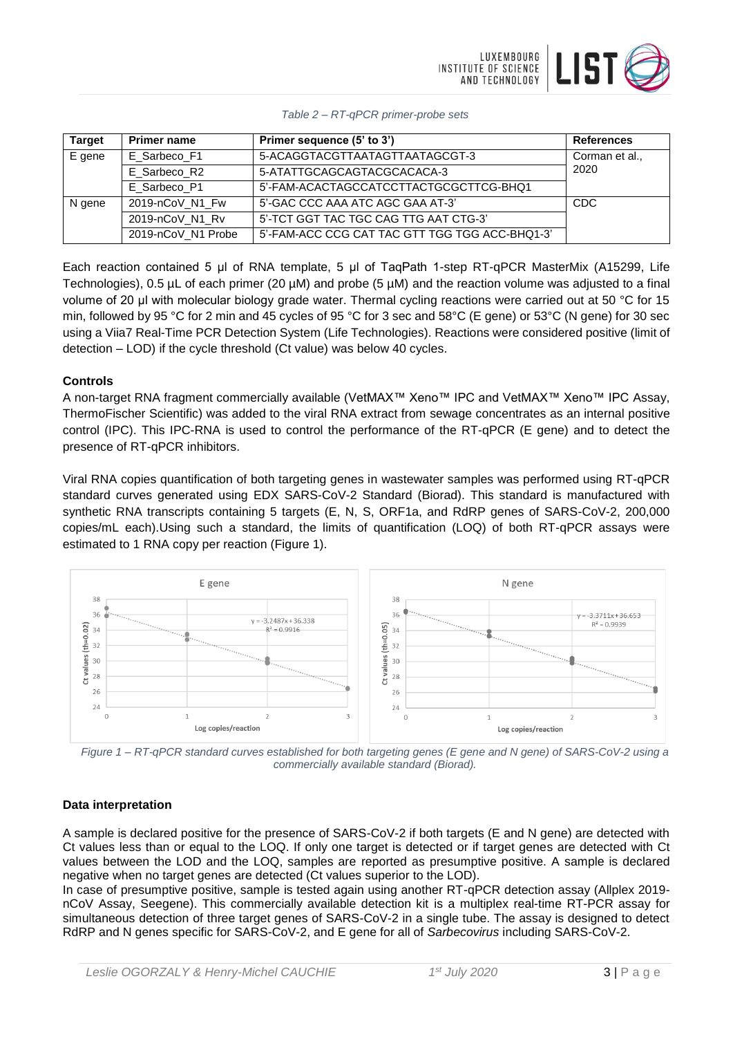*Table 2 – RT-qPCR primer-probe sets*

| Target | Primer name | Primer sequence (5' to 3') | References |
|---|---|---|---|
| E gene | E_Sarbeco_F1 | 5-ACAGGTACGTTAATAGTTAATAGCGT-3 | Corman et al., 2020 |
| | E_Sarbeco_R2 | 5-ATATTGCAGCAGTACGCACACA-3 | |
| | E_Sarbeco_P1 | 5'-FAM-ACACTAGCCATCCTTACTGCGCTTCG-BHQ1 | |
| N gene | 2019-nCoV_N1_Fw | 5'-GAC CCC AAA ATC AGC GAA AT-3' | CDC |
| | 2019-nCoV_N1_Rv | 5'-TCT GGT TAC TGC CAG TTG AAT CTG-3' | |
| | 2019-nCoV_N1 Probe | 5'-FAM-ACC CCG CAT TAC GTT TGG TGG ACC-BHQ1-3' | |

Each reaction contained 5 µl of RNA template, 5 µl of TaqPath 1-step RT-qPCR MasterMix (A15299, Life Technologies), 0.5 µL of each primer (20 µM) and probe (5 µM) and the reaction volume was adjusted to a final volume of 20 µl with molecular biology grade water. Thermal cycling reactions were carried out at 50 °C for 15 min, followed by 95 °C for 2 min and 45 cycles of 95 °C for 3 sec and 58°C (E gene) or 53°C (N gene) for 30 sec using a Viia7 Real-Time PCR Detection System (Life Technologies). Reactions were considered positive (limit of detection – LOD) if the cycle threshold (Ct value) was below 40 cycles.

**Controls**

A non-target RNA fragment commercially available (VetMAX™ Xeno™ IPC and VetMAX™ Xeno™ IPC Assay, ThermoFischer Scientific) was added to the viral RNA extract from sewage concentrates as an internal positive control (IPC). This IPC-RNA is used to control the performance of the RT-qPCR (E gene) and to detect the presence of RT-qPCR inhibitors.

Viral RNA copies quantification of both targeting genes in wastewater samples was performed using RT-qPCR standard curves generated using EDX SARS-CoV-2 Standard (Biorad). This standard is manufactured with synthetic RNA transcripts containing 5 targets (E, N, S, ORF1a, and RdRP genes of SARS-CoV-2, 200,000 copies/mL each).Using such a standard, the limits of quantification (LOQ) of both RT-qPCR assays were estimated to 1 RNA copy per reaction (Figure 1).

E gene: $y = -3.2487x + 36.338$, $R^2 = 0.9916$

N gene: $y = -3.3711x + 36.653$, $R^2 = 0.9939$

*Figure 1 – RT-qPCR standard curves established for both targeting genes (E gene and N gene) of SARS-CoV-2 using a commercially available standard (Biorad).*

**Data interpretation**

A sample is declared positive for the presence of SARS-CoV-2 if both targets (E and N gene) are detected with Ct values less than or equal to the LOQ. If only one target is detected or if target genes are detected with Ct values between the LOD and the LOQ, samples are reported as presumptive positive. A sample is declared negative when no target genes are detected (Ct values superior to the LOD).

In case of presumptive positive, sample is tested again using another RT-qPCR detection assay (Allplex 2019-nCoV Assay, Seegene). This commercially available detection kit is a multiplex real-time RT-PCR assay for simultaneous detection of three target genes of SARS-CoV-2 in a single tube. The assay is designed to detect RdRP and N genes specific for SARS-CoV-2, and E gene for all of *Sarbecovirus* including SARS-CoV-2.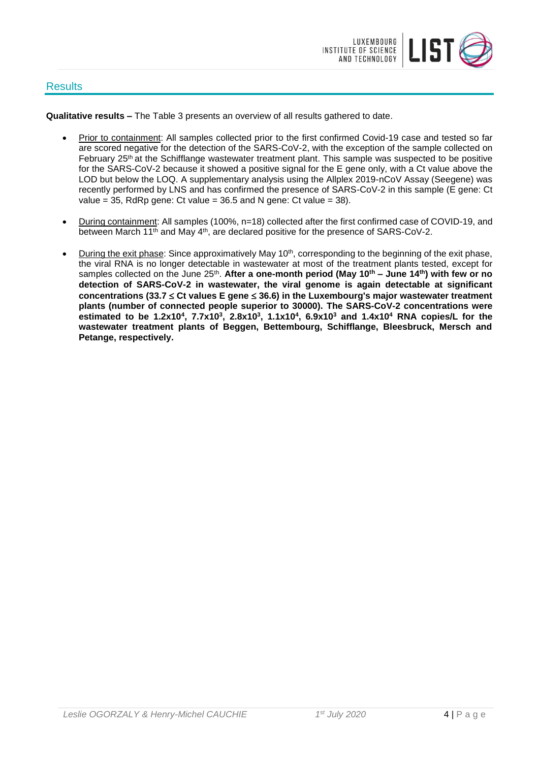## Results

**Qualitative results –** The Table 3 presents an overview of all results gathered to date.

- Prior to containment: All samples collected prior to the first confirmed Covid-19 case and tested so far are scored negative for the detection of the SARS-CoV-2, with the exception of the sample collected on February 25th at the Schifflange wastewater treatment plant. This sample was suspected to be positive for the SARS-CoV-2 because it showed a positive signal for the E gene only, with a Ct value above the LOD but below the LOQ. A supplementary analysis using the Allplex 2019-nCoV Assay (Seegene) was recently performed by LNS and has confirmed the presence of SARS-CoV-2 in this sample (E gene: Ct value = 35, RdRp gene: Ct value = 36.5 and N gene: Ct value = 38).

- During containment: All samples (100%, n=18) collected after the first confirmed case of COVID-19, and between March 11th and May 4th, are declared positive for the presence of SARS-CoV-2.

- During the exit phase: Since approximatively May 10th, corresponding to the beginning of the exit phase, the viral RNA is no longer detectable in wastewater at most of the treatment plants tested, except for samples collected on the June 25th. **After a one-month period (May 10th – June 14th) with few or no detection of SARS-CoV-2 in wastewater, the viral genome is again detectable at significant concentrations ($33.7 \leq$ Ct values E gene $\leq 36.6$) in the Luxembourg's major wastewater treatment plants (number of connected people superior to 30000). The SARS-CoV-2 concentrations were estimated to be $1.2 \times 10^4$, $7.7 \times 10^3$, $2.8 \times 10^3$, $1.1 \times 10^4$, $6.9 \times 10^3$ and $1.4 \times 10^4$ RNA copies/L for the wastewater treatment plants of Beggen, Bettembourg, Schifflange, Bleesbruck, Mersch and Petange, respectively.**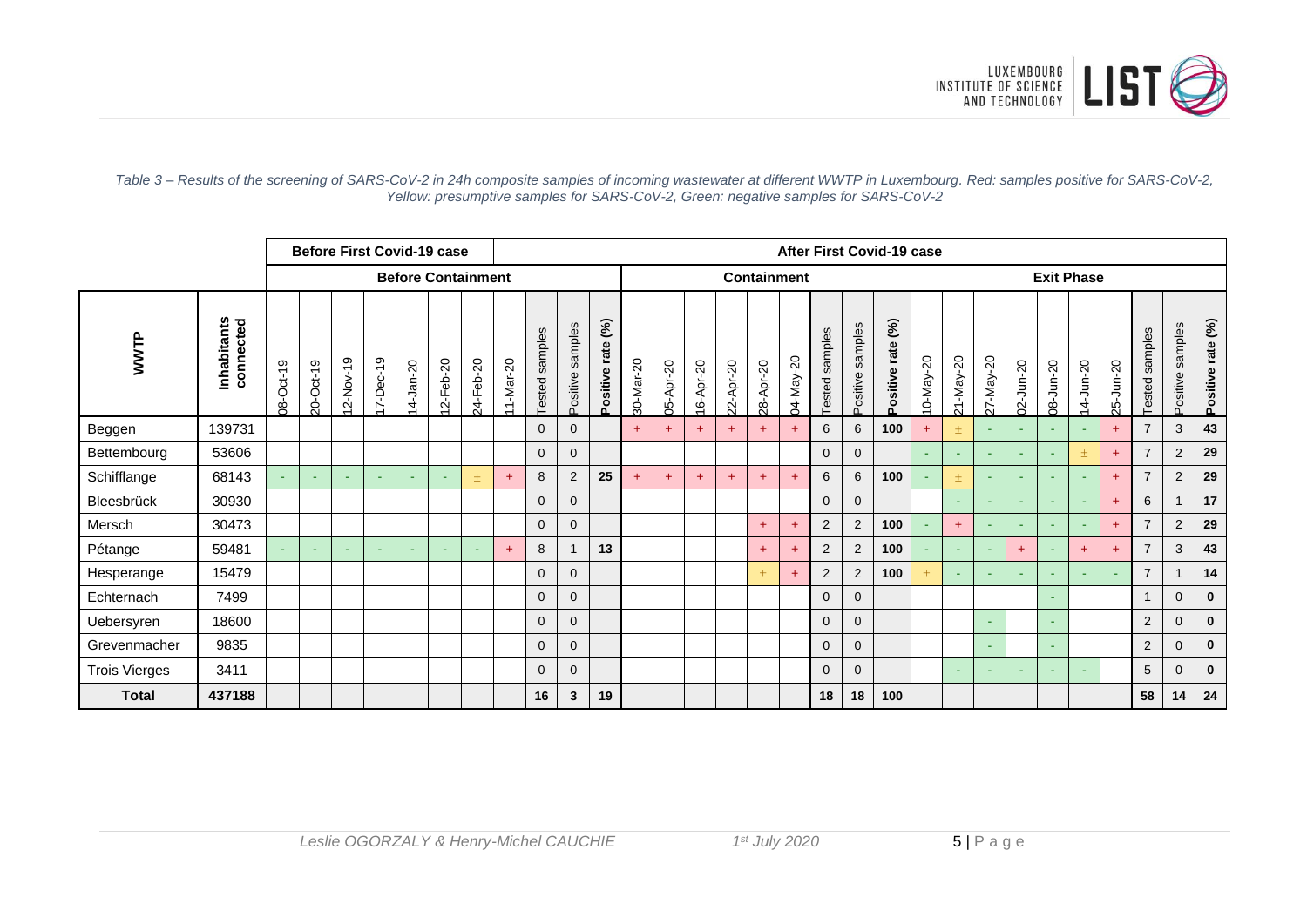*Table 3 – Results of the screening of SARS-CoV-2 in 24h composite samples of incoming wastewater at different WWTP in Luxembourg. Red: samples positive for SARS-CoV-2, Yellow: presumptive samples for SARS-CoV-2, Green: negative samples for SARS-CoV-2*

| | | Before First Covid-19 case | | | | | | | | After First Covid-19 case | | | | | | | | | | | | | | | | | | | | | |
|---|---|---|---|---|---|---|---|---|---|---|---|---|---|---|---|---|---|---|---|---|---|---|---|---|---|---|---|---|---|---|---|
| | | Before Containment | | | | | | | | | | | Containment | | | | | | | | | Exit Phase | | | | | | | | | |
| **WWTP** | **Inhabitants connected** | 08-Oct-19 | 20-Oct-19 | 12-Nov-19 | 17-Dec-19 | 14-Jan-20 | 12-Feb-20 | 24-Feb-20 | 11-Mar-20 | Tested samples | Positive samples | **Positive rate (%)** | 30-Mar-20 | 05-Apr-20 | 16-Apr-20 | 22-Apr-20 | 28-Apr-20 | 04-May-20 | Tested samples | Positive samples | **Positive rate (%)** | 10-May-20 | 21-May-20 | 27-May-20 | 02-Jun-20 | 08-Jun-20 | 14-Jun-20 | 25-Jun-20 | Tested samples | Positive samples | **Positive rate (%)** |
| Beggen | 139731 | | | | | | | | | 0 | 0 | | + | + | + | + | + | + | 6 | 6 | **100** | + | ± | - | - | - | - | + | 7 | 3 | **43** |
| Bettembourg | 53606 | | | | | | | | | 0 | 0 | | | | | | | | 0 | 0 | | - | - | - | - | - | ± | + | 7 | 2 | **29** |
| Schifflange | 68143 | - | - | - | - | - | - | ± | + | 8 | 2 | **25** | + | + | + | + | + | + | 6 | 6 | **100** | - | ± | - | - | - | - | + | 7 | 2 | **29** |
| Bleesbrück | 30930 | | | | | | | | | 0 | 0 | | | | | | | | 0 | 0 | | | - | - | - | - | - | + | 6 | 1 | **17** |
| Mersch | 30473 | | | | | | | | | 0 | 0 | | | | | | + | + | 2 | 2 | **100** | - | + | - | - | - | - | + | 7 | 2 | **29** |
| Pétange | 59481 | - | - | - | - | - | - | - | + | 8 | 1 | **13** | | | | | + | + | 2 | 2 | **100** | - | - | - | + | - | + | + | 7 | 3 | **43** |
| Hesperange | 15479 | | | | | | | | | 0 | 0 | | | | | | ± | + | 2 | 2 | **100** | ± | - | - | - | - | - | - | 7 | 1 | **14** |
| Echternach | 7499 | | | | | | | | | 0 | 0 | | | | | | | | 0 | 0 | | | | | | - | | | 1 | 0 | **0** |
| Uebersyren | 18600 | | | | | | | | | 0 | 0 | | | | | | | | 0 | 0 | | | | - | | - | | | 2 | 0 | **0** |
| Grevenmacher | 9835 | | | | | | | | | 0 | 0 | | | | | | | | 0 | 0 | | | | - | | - | | | 2 | 0 | **0** |
| Trois Vierges | 3411 | | | | | | | | | 0 | 0 | | | | | | | | 0 | 0 | | | - | - | - | - | - | | 5 | 0 | **0** |
| **Total** | **437188** | | | | | | | | | **16** | **3** | **19** | | | | | | | **18** | **18** | **100** | | | | | | | | **58** | **14** | **24** |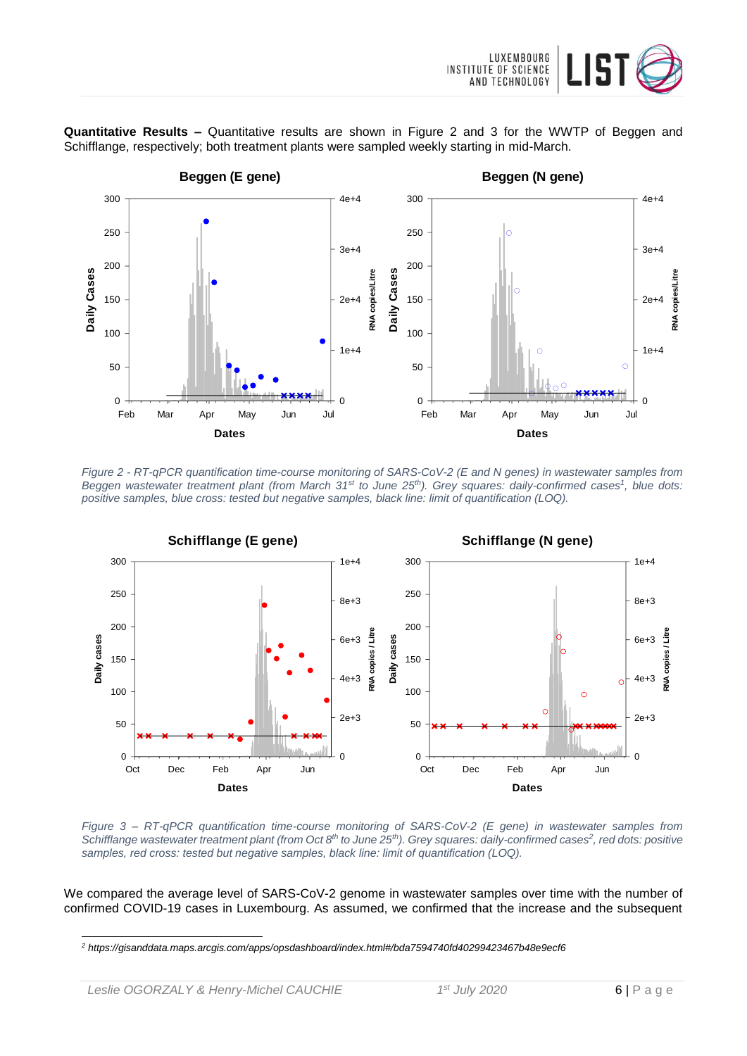**Quantitative Results –** Quantitative results are shown in Figure 2 and 3 for the WWTP of Beggen and Schifflange, respectively; both treatment plants were sampled weekly starting in mid-March.

*Figure 2 - RT-qPCR quantification time-course monitoring of SARS-CoV-2 (E and N genes) in wastewater samples from Beggen wastewater treatment plant (from March 31st to June 25th). Grey squares: daily-confirmed cases[1], blue dots: positive samples, blue cross: tested but negative samples, black line: limit of quantification (LOQ).*

*Figure 3 – RT-qPCR quantification time-course monitoring of SARS-CoV-2 (E gene) in wastewater samples from Schifflange wastewater treatment plant (from Oct 8th to June 25th). Grey squares: daily-confirmed cases[2], red dots: positive samples, red cross: tested but negative samples, black line: limit of quantification (LOQ).*

We compared the average level of SARS-CoV-2 genome in wastewater samples over time with the number of confirmed COVID-19 cases in Luxembourg. As assumed, we confirmed that the increase and the subsequent

[2] https://gisanddata.maps.arcgis.com/apps/opsdashboard/index.html#/bda7594740fd40299423467b48e9ecf6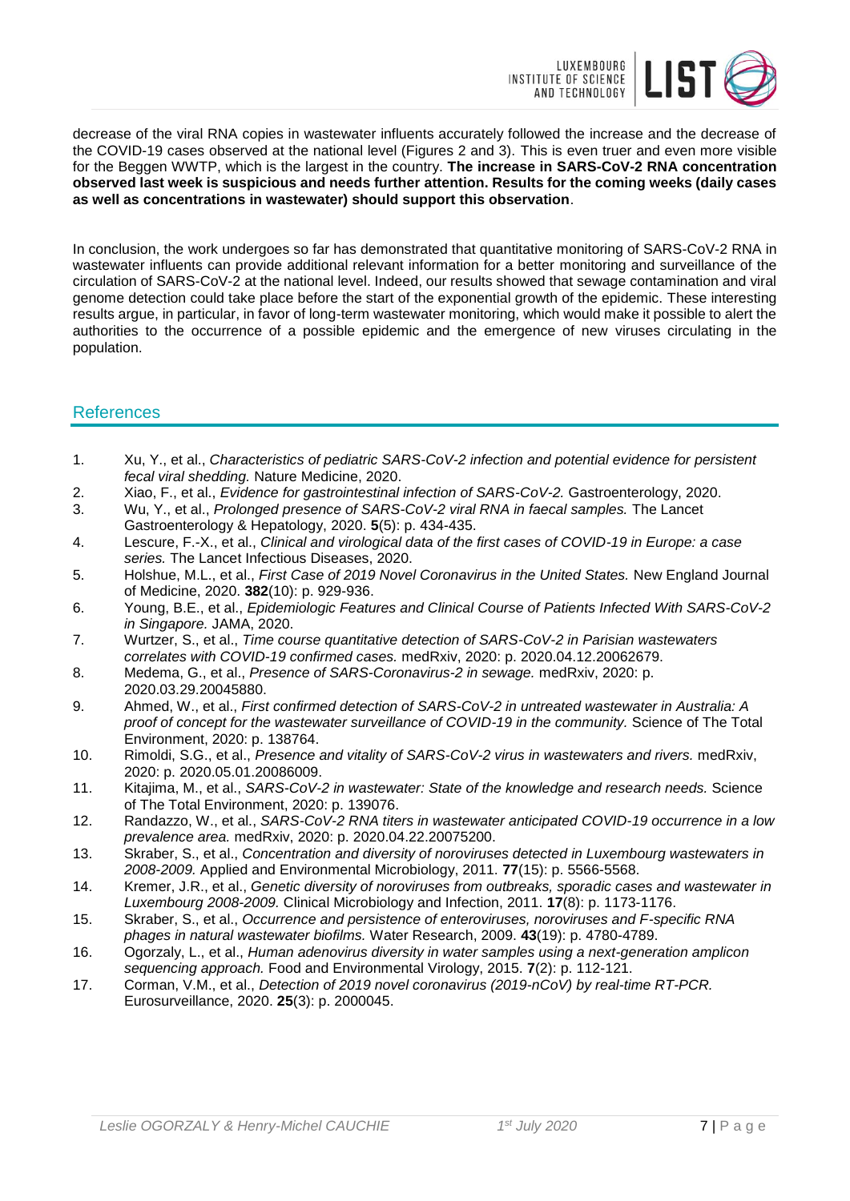decrease of the viral RNA copies in wastewater influents accurately followed the increase and the decrease of the COVID-19 cases observed at the national level (Figures 2 and 3). This is even truer and even more visible for the Beggen WWTP, which is the largest in the country. **The increase in SARS-CoV-2 RNA concentration observed last week is suspicious and needs further attention. Results for the coming weeks (daily cases as well as concentrations in wastewater) should support this observation**.

In conclusion, the work undergoes so far has demonstrated that quantitative monitoring of SARS-CoV-2 RNA in wastewater influents can provide additional relevant information for a better monitoring and surveillance of the circulation of SARS-CoV-2 at the national level. Indeed, our results showed that sewage contamination and viral genome detection could take place before the start of the exponential growth of the epidemic. These interesting results argue, in particular, in favor of long-term wastewater monitoring, which would make it possible to alert the authorities to the occurrence of a possible epidemic and the emergence of new viruses circulating in the population.

## References

1. Xu, Y., et al., *Characteristics of pediatric SARS-CoV-2 infection and potential evidence for persistent fecal viral shedding.* Nature Medicine, 2020.
2. Xiao, F., et al., *Evidence for gastrointestinal infection of SARS-CoV-2.* Gastroenterology, 2020.
3. Wu, Y., et al., *Prolonged presence of SARS-CoV-2 viral RNA in faecal samples.* The Lancet Gastroenterology & Hepatology, 2020. **5**(5): p. 434-435.
4. Lescure, F.-X., et al., *Clinical and virological data of the first cases of COVID-19 in Europe: a case series.* The Lancet Infectious Diseases, 2020.
5. Holshue, M.L., et al., *First Case of 2019 Novel Coronavirus in the United States.* New England Journal of Medicine, 2020. **382**(10): p. 929-936.
6. Young, B.E., et al., *Epidemiologic Features and Clinical Course of Patients Infected With SARS-CoV-2 in Singapore.* JAMA, 2020.
7. Wurtzer, S., et al., *Time course quantitative detection of SARS-CoV-2 in Parisian wastewaters correlates with COVID-19 confirmed cases.* medRxiv, 2020: p. 2020.04.12.20062679.
8. Medema, G., et al., *Presence of SARS-Coronavirus-2 in sewage.* medRxiv, 2020: p. 2020.03.29.20045880.
9. Ahmed, W., et al., *First confirmed detection of SARS-CoV-2 in untreated wastewater in Australia: A proof of concept for the wastewater surveillance of COVID-19 in the community.* Science of The Total Environment, 2020: p. 138764.
10. Rimoldi, S.G., et al., *Presence and vitality of SARS-CoV-2 virus in wastewaters and rivers.* medRxiv, 2020: p. 2020.05.01.20086009.
11. Kitajima, M., et al., *SARS-CoV-2 in wastewater: State of the knowledge and research needs.* Science of The Total Environment, 2020: p. 139076.
12. Randazzo, W., et al., *SARS-CoV-2 RNA titers in wastewater anticipated COVID-19 occurrence in a low prevalence area.* medRxiv, 2020: p. 2020.04.22.20075200.
13. Skraber, S., et al., *Concentration and diversity of noroviruses detected in Luxembourg wastewaters in 2008-2009.* Applied and Environmental Microbiology, 2011. **77**(15): p. 5566-5568.
14. Kremer, J.R., et al., *Genetic diversity of noroviruses from outbreaks, sporadic cases and wastewater in Luxembourg 2008-2009.* Clinical Microbiology and Infection, 2011. **17**(8): p. 1173-1176.
15. Skraber, S., et al., *Occurrence and persistence of enteroviruses, noroviruses and F-specific RNA phages in natural wastewater biofilms.* Water Research, 2009. **43**(19): p. 4780-4789.
16. Ogorzaly, L., et al., *Human adenovirus diversity in water samples using a next-generation amplicon sequencing approach.* Food and Environmental Virology, 2015. **7**(2): p. 112-121.
17. Corman, V.M., et al., *Detection of 2019 novel coronavirus (2019-nCoV) by real-time RT-PCR.* Eurosurveillance, 2020. **25**(3): p. 2000045.